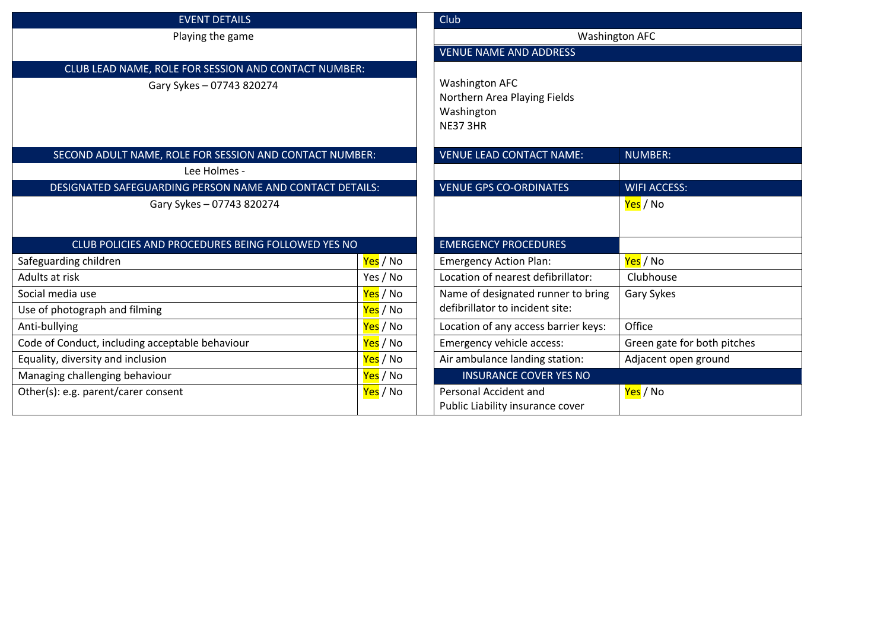| EVENT DETAILS | |
|---|---|
| Playing the game | |
| **CLUB LEAD NAME, ROLE FOR SESSION AND CONTACT NUMBER:** | |
| Gary Sykes – 07743 820274 | |
| **SECOND ADULT NAME, ROLE FOR SESSION AND CONTACT NUMBER:** | |
| Lee Holmes - | |
| **DESIGNATED SAFEGUARDING PERSON NAME AND CONTACT DETAILS:** | |
| Gary Sykes – 07743 820274 | |
| **CLUB POLICIES AND PROCEDURES BEING FOLLOWED YES NO** | |
| Safeguarding children | Yes / No |
| Adults at risk | Yes / No |
| Social media use | Yes / No |
| Use of photograph and filming | Yes / No |
| Anti-bullying | Yes / No |
| Code of Conduct, including acceptable behaviour | Yes / No |
| Equality, diversity and inclusion | Yes / No |
| Managing challenging behaviour | Yes / No |
| Other(s): e.g. parent/carer consent | Yes / No |

| Club | |
|---|---|
| Washington AFC | |
| **VENUE NAME AND ADDRESS** | |
| Washington AFC<br>Northern Area Playing Fields<br>Washington<br>NE37 3HR | |
| **VENUE LEAD CONTACT NAME:** | **NUMBER:** |
| | |
| **VENUE GPS CO-ORDINATES** | **WIFI ACCESS:** |
| | Yes / No |
| **EMERGENCY PROCEDURES** | |
| Emergency Action Plan: | Yes / No |
| Location of nearest defibrillator: | Clubhouse |
| Name of designated runner to bring defibrillator to incident site: | Gary Sykes |
| Location of any access barrier keys: | Office |
| Emergency vehicle access: | Green gate for both pitches |
| Air ambulance landing station: | Adjacent open ground |
| **INSURANCE COVER YES NO** | |
| Personal Accident and Public Liability insurance cover | Yes / No |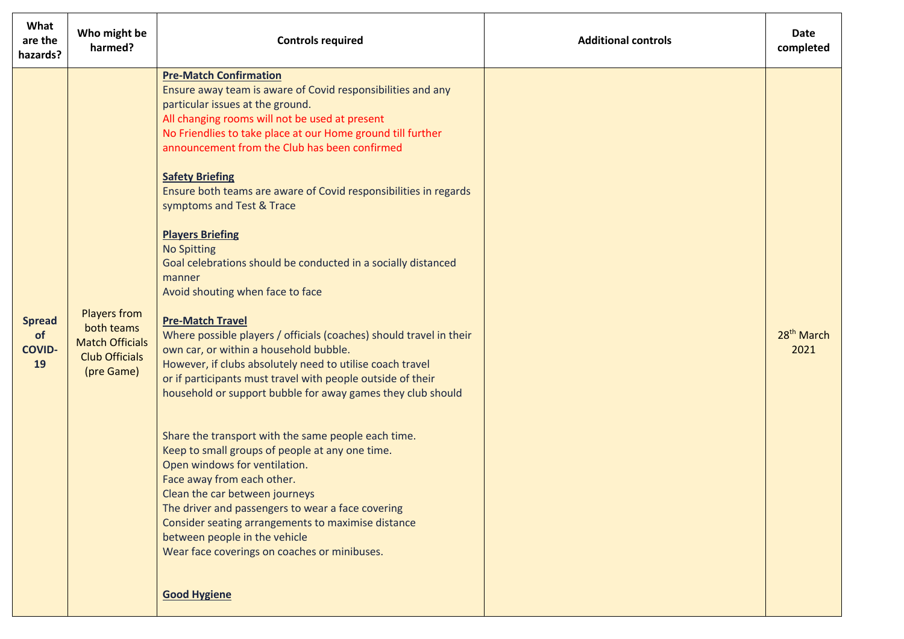| What are the hazards? | Who might be harmed? | Controls required | Additional controls | Date completed |
|---|---|---|---|---|
| **Spread of COVID-19** | Players from both teams<br>Match Officials<br>Club Officials (pre Game) | **Pre-Match Confirmation**<br>Ensure away team is aware of Covid responsibilities and any particular issues at the ground.<br>All changing rooms will not be used at present<br>No Friendlies to take place at our Home ground till further announcement from the Club has been confirmed<br><br>**Safety Briefing**<br>Ensure both teams are aware of Covid responsibilities in regards symptoms and Test & Trace<br><br>**Players Briefing**<br>No Spitting<br>Goal celebrations should be conducted in a socially distanced manner<br>Avoid shouting when face to face<br><br>**Pre-Match Travel**<br>Where possible players / officials (coaches) should travel in their own car, or within a household bubble.<br>However, if clubs absolutely need to utilise coach travel or if participants must travel with people outside of their household or support bubble for away games they club should<br><br>Share the transport with the same people each time.<br>Keep to small groups of people at any one time.<br>Open windows for ventilation.<br>Face away from each other.<br>Clean the car between journeys<br>The driver and passengers to wear a face covering<br>Consider seating arrangements to maximise distance between people in the vehicle<br>Wear face coverings on coaches or minibuses.<br><br>**Good Hygiene** | | 28th March 2021 |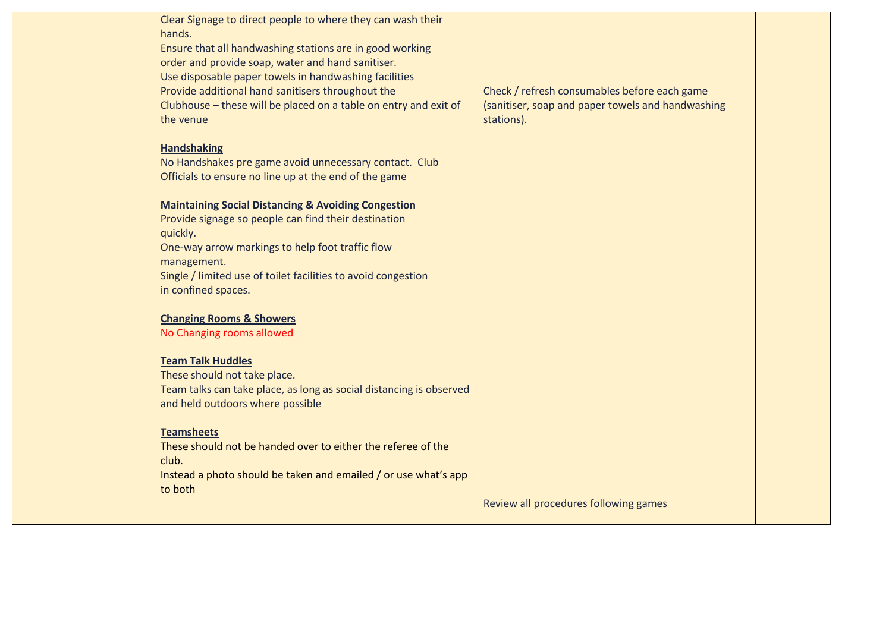|  |  | Clear Signage to direct people to where they can wash their hands.<br>Ensure that all handwashing stations are in good working order and provide soap, water and hand sanitiser.<br>Use disposable paper towels in handwashing facilities<br>Provide additional hand sanitisers throughout the Clubhouse – these will be placed on a table on entry and exit of the venue<br><br>**Handshaking**<br>No Handshakes pre game avoid unnecessary contact. Club Officials to ensure no line up at the end of the game<br><br>**Maintaining Social Distancing & Avoiding Congestion**<br>Provide signage so people can find their destination quickly.<br>One-way arrow markings to help foot traffic flow management.<br>Single / limited use of toilet facilities to avoid congestion in confined spaces.<br><br>**Changing Rooms & Showers**<br>No Changing rooms allowed<br><br>**Team Talk Huddles**<br>These should not take place.<br>Team talks can take place, as long as social distancing is observed and held outdoors where possible<br><br>**Teamsheets**<br>These should not be handed over to either the referee of the club.<br>Instead a photo should be taken and emailed / or use what's app to both | Check / refresh consumables before each game (sanitiser, soap and paper towels and handwashing stations).<br><br>Review all procedures following games |  |
|---|---|---|---|---|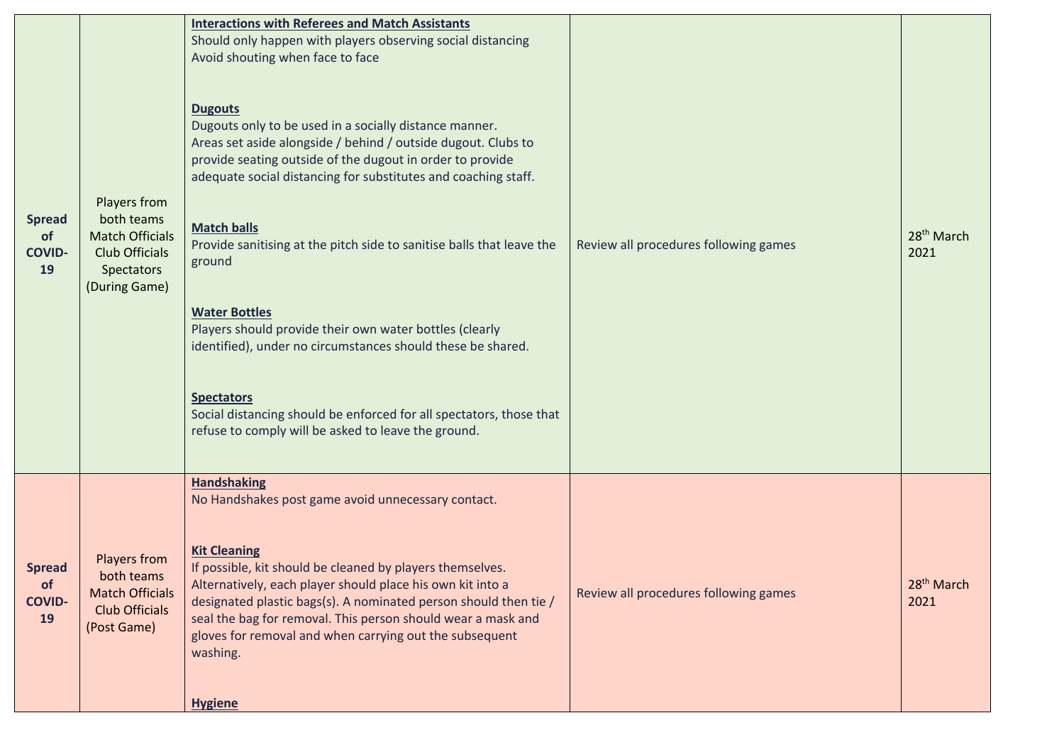| | | | | |
|---|---|---|---|---|
| **Spread of COVID-19** | Players from both teams Match Officials Club Officials Spectators (During Game) | **Interactions with Referees and Match Assistants**<br>Should only happen with players observing social distancing<br>Avoid shouting when face to face<br><br>**Dugouts**<br>Dugouts only to be used in a socially distance manner.<br>Areas set aside alongside / behind / outside dugout. Clubs to provide seating outside of the dugout in order to provide adequate social distancing for substitutes and coaching staff.<br><br>**Match balls**<br>Provide sanitising at the pitch side to sanitise balls that leave the ground<br><br>**Water Bottles**<br>Players should provide their own water bottles (clearly identified), under no circumstances should these be shared.<br><br>**Spectators**<br>Social distancing should be enforced for all spectators, those that refuse to comply will be asked to leave the ground. | Review all procedures following games | 28th March 2021 |
| **Spread of COVID-19** | Players from both teams Match Officials Club Officials (Post Game) | **Handshaking**<br>No Handshakes post game avoid unnecessary contact.<br><br>**Kit Cleaning**<br>If possible, kit should be cleaned by players themselves. Alternatively, each player should place his own kit into a designated plastic bags(s). A nominated person should then tie / seal the bag for removal. This person should wear a mask and gloves for removal and when carrying out the subsequent washing.<br><br>**Hygiene** | Review all procedures following games | 28th March 2021 |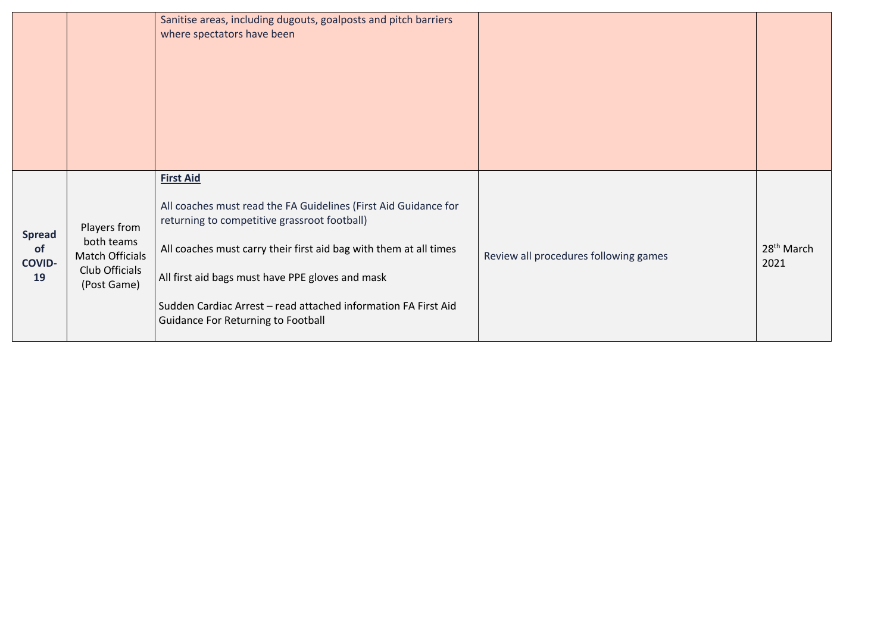| | | | | |
|---|---|---|---|---|
| | | Sanitise areas, including dugouts, goalposts and pitch barriers where spectators have been | | |
| **Spread of COVID-19** | Players from both teams<br>Match Officials<br>Club Officials (Post Game) | **First Aid**<br><br>All coaches must read the FA Guidelines (First Aid Guidance for returning to competitive grassroot football)<br><br>All coaches must carry their first aid bag with them at all times<br><br>All first aid bags must have PPE gloves and mask<br><br>Sudden Cardiac Arrest – read attached information FA First Aid Guidance For Returning to Football | Review all procedures following games | 28th March 2021 |